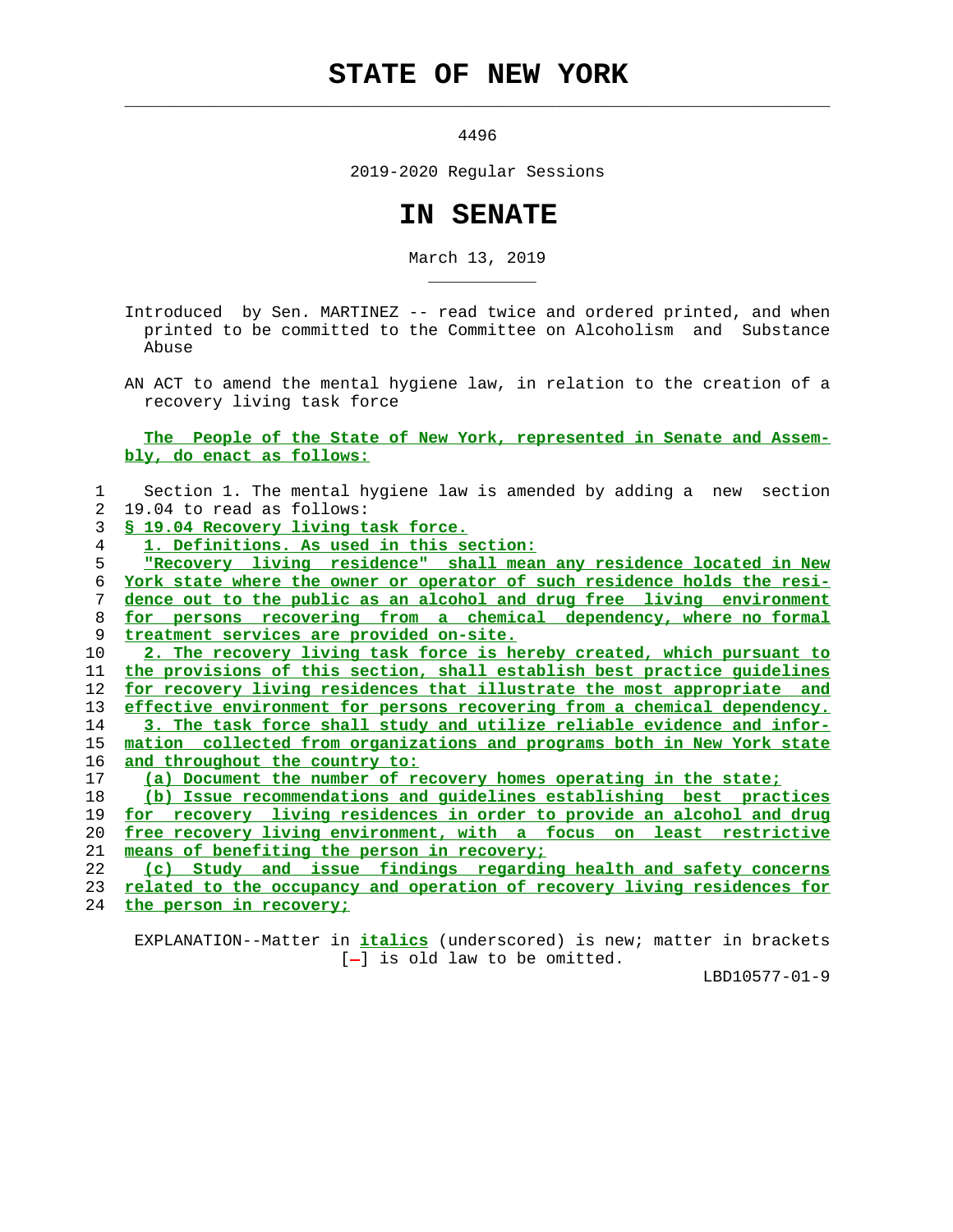# STATE OF NEW YORK

4496

2019-2020 Regular Sessions

# IN SENATE

March 13, 2019

Introduced by Sen. MARTINEZ -- read twice and ordered printed, and when printed to be committed to the Committee on Alcoholism and Substance Abuse

AN ACT to amend the mental hygiene law, in relation to the creation of a recovery living task force

The People of the State of New York, represented in Senate and Assembly, do enact as follows:

Section 1. The mental hygiene law is amended by adding a new section 19.04 to read as follows:

**§ 19.04 Recovery living task force.**

1. Definitions. As used in this section:

"Recovery living residence" shall mean any residence located in New York state where the owner or operator of such residence holds the residence out to the public as an alcohol and drug free living environment for persons recovering from a chemical dependency, where no formal treatment services are provided on-site.

2. The recovery living task force is hereby created, which pursuant to the provisions of this section, shall establish best practice guidelines for recovery living residences that illustrate the most appropriate and effective environment for persons recovering from a chemical dependency.

3. The task force shall study and utilize reliable evidence and information collected from organizations and programs both in New York state and throughout the country to:

(a) Document the number of recovery homes operating in the state;

(b) Issue recommendations and guidelines establishing best practices for recovery living residences in order to provide an alcohol and drug free recovery living environment, with a focus on least restrictive means of benefiting the person in recovery;

(c) Study and issue findings regarding health and safety concerns related to the occupancy and operation of recovery living residences for the person in recovery;

EXPLANATION--Matter in *italics* (underscored) is new; matter in brackets [-] is old law to be omitted.

LBD10577-01-9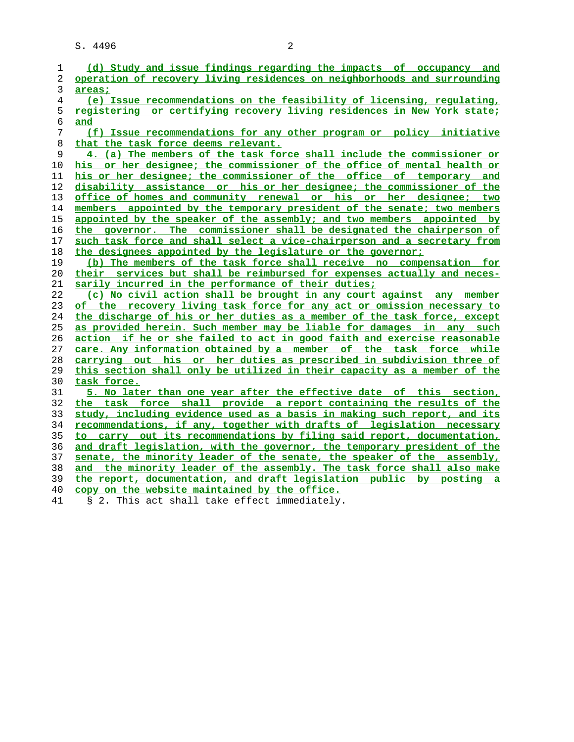(d) Study and issue findings regarding the impacts of occupancy and operation of recovery living residences on neighborhoods and surrounding areas;

(e) Issue recommendations on the feasibility of licensing, regulating, registering or certifying recovery living residences in New York state; and

(f) Issue recommendations for any other program or policy initiative that the task force deems relevant.

4. (a) The members of the task force shall include the commissioner or his or her designee; the commissioner of the office of mental health or his or her designee; the commissioner of the office of temporary and disability assistance or his or her designee; the commissioner of the office of homes and community renewal or his or her designee; two members appointed by the temporary president of the senate; two members appointed by the speaker of the assembly; and two members appointed by the governor. The commissioner shall be designated the chairperson of such task force and shall select a vice-chairperson and a secretary from the designees appointed by the legislature or the governor;

(b) The members of the task force shall receive no compensation for their services but shall be reimbursed for expenses actually and necessarily incurred in the performance of their duties;

(c) No civil action shall be brought in any court against any member of the recovery living task force for any act or omission necessary to the discharge of his or her duties as a member of the task force, except as provided herein. Such member may be liable for damages in any such action if he or she failed to act in good faith and exercise reasonable care. Any information obtained by a member of the task force while carrying out his or her duties as prescribed in subdivision three of this section shall only be utilized in their capacity as a member of the task force.

5. No later than one year after the effective date of this section, the task force shall provide a report containing the results of the study, including evidence used as a basis in making such report, and its recommendations, if any, together with drafts of legislation necessary to carry out its recommendations by filing said report, documentation, and draft legislation, with the governor, the temporary president of the senate, the minority leader of the senate, the speaker of the assembly, and the minority leader of the assembly. The task force shall also make the report, documentation, and draft legislation public by posting a copy on the website maintained by the office.

§ 2. This act shall take effect immediately.